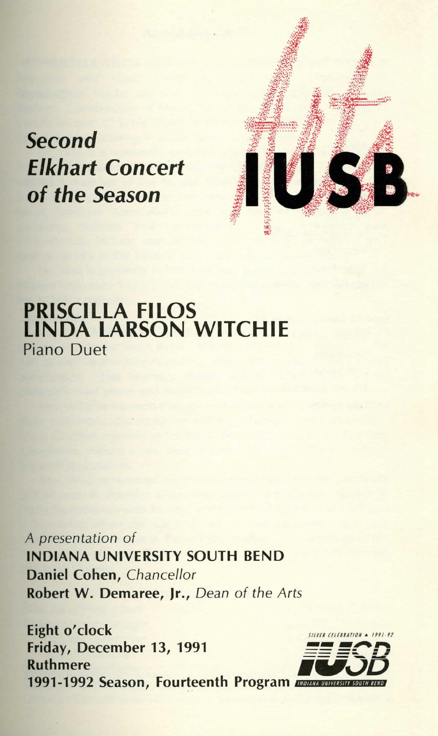*Second*
*Elkhart Concert*
*of the Season*

IUSB

# PRISCILLA FILOS
# LINDA LARSON WITCHIE

Piano Duet

*A presentation of*

**INDIANA UNIVERSITY SOUTH BEND**

**Daniel Cohen,** *Chancellor*

**Robert W. Demaree, Jr.,** *Dean of the Arts*

**Eight o'clock**
**Friday, December 13, 1991**
**Ruthmere**
**1991-1992 Season, Fourteenth Program**

SILVER CELEBRATION ▲ 1991-92
IUSB
INDIANA UNIVERSITY SOUTH BEND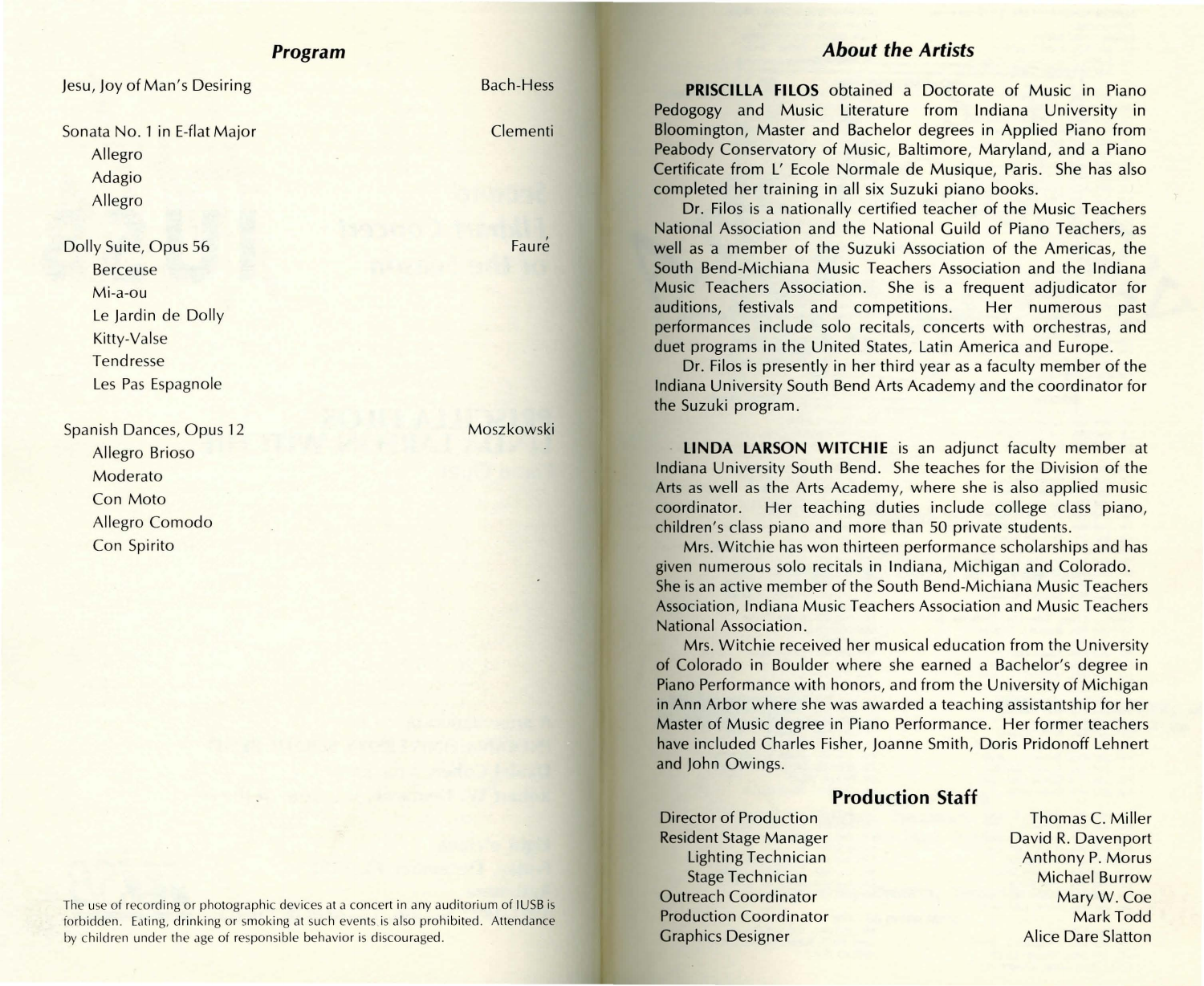## *Program*

Jesu, Joy of Man's Desiring — Bach-Hess

Sonata No. 1 in E-flat Major — Clementi
- Allegro
- Adagio
- Allegro

Dolly Suite, Opus 56 — Fauré
- Berceuse
- Mi-a-ou
- Le Jardin de Dolly
- Kitty-Valse
- Tendresse
- Les Pas Espagnole

Spanish Dances, Opus 12 — Moszkowski
- Allegro Brioso
- Moderato
- Con Moto
- Allegro Comodo
- Con Spirito

The use of recording or photographic devices at a concert in any auditorium of IUSB is forbidden. Eating, drinking or smoking at such events is also prohibited. Attendance by children under the age of responsible behavior is discouraged.

## *About the Artists*

**PRISCILLA FILOS** obtained a Doctorate of Music in Piano Pedogogy and Music Literature from Indiana University in Bloomington, Master and Bachelor degrees in Applied Piano from Peabody Conservatory of Music, Baltimore, Maryland, and a Piano Certificate from L' Ecole Normale de Musique, Paris. She has also completed her training in all six Suzuki piano books.

Dr. Filos is a nationally certified teacher of the Music Teachers National Association and the National Guild of Piano Teachers, as well as a member of the Suzuki Association of the Americas, the South Bend-Michiana Music Teachers Association and the Indiana Music Teachers Association. She is a frequent adjudicator for auditions, festivals and competitions. Her numerous past performances include solo recitals, concerts with orchestras, and duet programs in the United States, Latin America and Europe.

Dr. Filos is presently in her third year as a faculty member of the Indiana University South Bend Arts Academy and the coordinator for the Suzuki program.

**LINDA LARSON WITCHIE** is an adjunct faculty member at Indiana University South Bend. She teaches for the Division of the Arts as well as the Arts Academy, where she is also applied music coordinator. Her teaching duties include college class piano, children's class piano and more than 50 private students.

Mrs. Witchie has won thirteen performance scholarships and has given numerous solo recitals in Indiana, Michigan and Colorado. She is an active member of the South Bend-Michiana Music Teachers Association, Indiana Music Teachers Association and Music Teachers National Association.

Mrs. Witchie received her musical education from the University of Colorado in Boulder where she earned a Bachelor's degree in Piano Performance with honors, and from the University of Michigan in Ann Arbor where she was awarded a teaching assistantship for her Master of Music degree in Piano Performance. Her former teachers have included Charles Fisher, Joanne Smith, Doris Pridonoff Lehnert and John Owings.

### Production Staff

| | |
|---|---|
| Director of Production | Thomas C. Miller |
| Resident Stage Manager | David R. Davenport |
| Lighting Technician | Anthony P. Morus |
| Stage Technician | Michael Burrow |
| Outreach Coordinator | Mary W. Coe |
| Production Coordinator | Mark Todd |
| Graphics Designer | Alice Dare Slatton |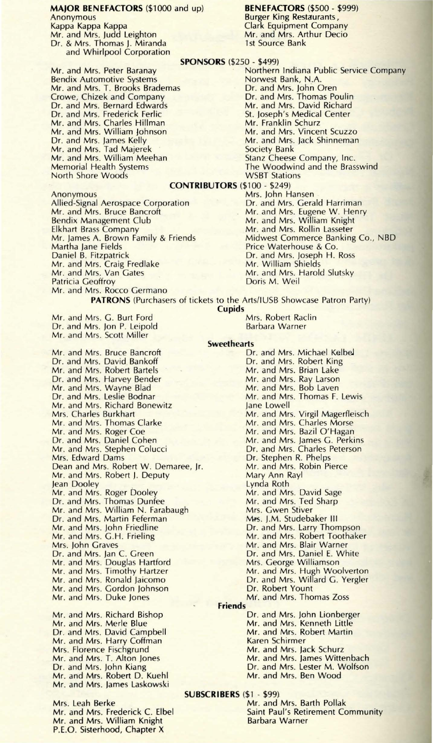**MAJOR BENEFACTORS** ($1000 and up)

Anonymous
Kappa Kappa Kappa
Mr. and Mrs. Judd Leighton
Dr. & Mrs. Thomas J. Miranda and Whirlpool Corporation

**BENEFACTORS** ($500 - $999)

Burger King Restaurants,
Clark Equipment Company
Mr. and Mrs. Arthur Decio
1st Source Bank

**SPONSORS** ($250 - $499)

Mr. and Mrs. Peter Baranay
Bendix Automotive Systems
Mr. and Mrs. T. Brooks Brademas
Crowe, Chizek and Company
Dr. and Mrs. Bernard Edwards
Dr. and Mrs. Frederick Ferlic
Mr. and Mrs. Charles Hillman
Mr. and Mrs. William Johnson
Dr. and Mrs. James Kelly
Mr. and Mrs. Tad Majerek
Mr. and Mrs. William Meehan
Memorial Health Systems
North Shore Woods
Northern Indiana Public Service Company
Norwest Bank, N.A.
Dr. and Mrs. John Oren
Dr. and Mrs. Thomas Poulin
Mr. and Mrs. David Richard
St. Joseph's Medical Center
Mr. Franklin Schurz
Mr. and Mrs. Vincent Scuzzo
Mr. and Mrs. Jack Shinneman
Society Bank
Stanz Cheese Company, Inc.
The Woodwind and the Brasswind
WSBT Stations

**CONTRIBUTORS** ($100 - $249)

Anonymous
Allied-Signal Aerospace Corporation
Mr. and Mrs. Bruce Bancroft
Bendix Management Club
Elkhart Brass Company
Mr. James A. Brown Family & Friends
Martha Jane Fields
Daniel B. Fitzpatrick
Mr. and Mrs. Craig Fredlake
Mr. and Mrs. Van Gates
Patricia Geoffroy
Mr. and Mrs. Rocco Germano
Mrs. John Hansen
Dr. and Mrs. Gerald Harriman
Mr. and Mrs. Eugene W. Henry
Mr. and Mrs. William Knight
Mr. and Mrs. Rollin Lasseter
Midwest Commerce Banking Co., NBD
Price Waterhouse & Co.
Dr. and Mrs. Joseph H. Ross
Mr. William Shields
Mr. and Mrs. Harold Slutsky
Doris M. Weil

**PATRONS** (Purchasers of tickets to the Arts/IUSB Showcase Patron Party)

**Cupids**

Mr. and Mrs. G. Burt Ford
Dr. and Mrs. Jon P. Leipold
Mr. and Mrs. Scott Miller
Mrs. Robert Raclin
Barbara Warner

**Sweethearts**

Mr. and Mrs. Bruce Bancroft
Dr. and Mrs. David Bankoff
Mr. and Mrs. Robert Bartels
Dr. and Mrs. Harvey Bender
Mr. and Mrs. Wayne Blad
Dr. and Mrs. Leslie Bodnar
Mr. and Mrs. Richard Bonewitz
Mrs. Charles Burkhart
Mr. and Mrs. Thomas Clarke
Mr. and Mrs. Roger Coe
Dr. and Mrs. Daniel Cohen
Mr. and Mrs. Stephen Colucci
Mrs. Edward Dams
Dean and Mrs. Robert W. Demaree, Jr.
Mr. and Mrs. Robert J. Deputy
Jean Dooley
Mr. and Mrs. Roger Dooley
Dr. and Mrs. Thomas Dunfee
Mr. and Mrs. William N. Farabaugh
Dr. and Mrs. Martin Feferman
Mr. and Mrs. John Friedline
Mr. and Mrs. G.H. Frieling
Mrs. John Graves
Dr. and Mrs. Jan C. Green
Mr. and Mrs. Douglas Hartford
Mr. and Mrs. Timothy Hartzer
Mr. and Mrs. Ronald Jaicomo
Mr. and Mrs. Gordon Johnson
Mr. and Mrs. Duke Jones
Dr. and Mrs. Michael Kelbel
Dr. and Mrs. Robert King
Mr. and Mrs. Brian Lake
Mr. and Mrs. Ray Larson
Mr. and Mrs. Bob Laven
Mr. and Mrs. Thomas F. Lewis
Jane Lowell
Mr. and Mrs. Virgil Magerfleisch
Mr. and Mrs. Charles Morse
Mr. and Mrs. Bazil O'Hagan
Mr. and Mrs. James G. Perkins
Dr. and Mrs. Charles Peterson
Dr. Stephen R. Phelps
Mr. and Mrs. Robin Pierce
Mary Ann Rayl
Lynda Roth
Mr. and Mrs. David Sage
Mr. and Mrs. Ted Sharp
Mrs. Gwen Stiver
Mrs. J.M. Studebaker III
Dr. and Mrs. Larry Thompson
Mr. and Mrs. Robert Toothaker
Mr. and Mrs. Blair Warner
Dr. and Mrs. Daniel E. White
Mrs. George Williamson
Mr. and Mrs. Hugh Woolverton
Dr. and Mrs. Willard G. Yergler
Dr. Robert Yount
Mr. and Mrs. Thomas Zoss

**Friends**

Mr. and Mrs. Richard Bishop
Mr. and Mrs. Merle Blue
Dr. and Mrs. David Campbell
Mr. and Mrs. Harry Coffman
Mrs. Florence Fischgrund
Mr. and Mrs. T. Alton Jones
Dr. and Mrs. John Kiang
Mr. and Mrs. Robert D. Kuehl
Mr. and Mrs. James Laskowski
Dr. and Mrs. John Lionberger
Mr. and Mrs. Kenneth Little
Mr. and Mrs. Robert Martin
Karen Schirmer
Mr. and Mrs. Jack Schurz
Mr. and Mrs. James Wittenbach
Dr. and Mrs. Lester M. Wolfson
Mr. and Mrs. Ben Wood

**SUBSCRIBERS** ($1 - $99)

Mrs. Leah Berke
Mr. and Mrs. Frederick C. Elbel
Mr. and Mrs. William Knight
P.E.O. Sisterhood, Chapter X
Mr. and Mrs. Barth Pollak
Saint Paul's Retirement Community
Barbara Warner